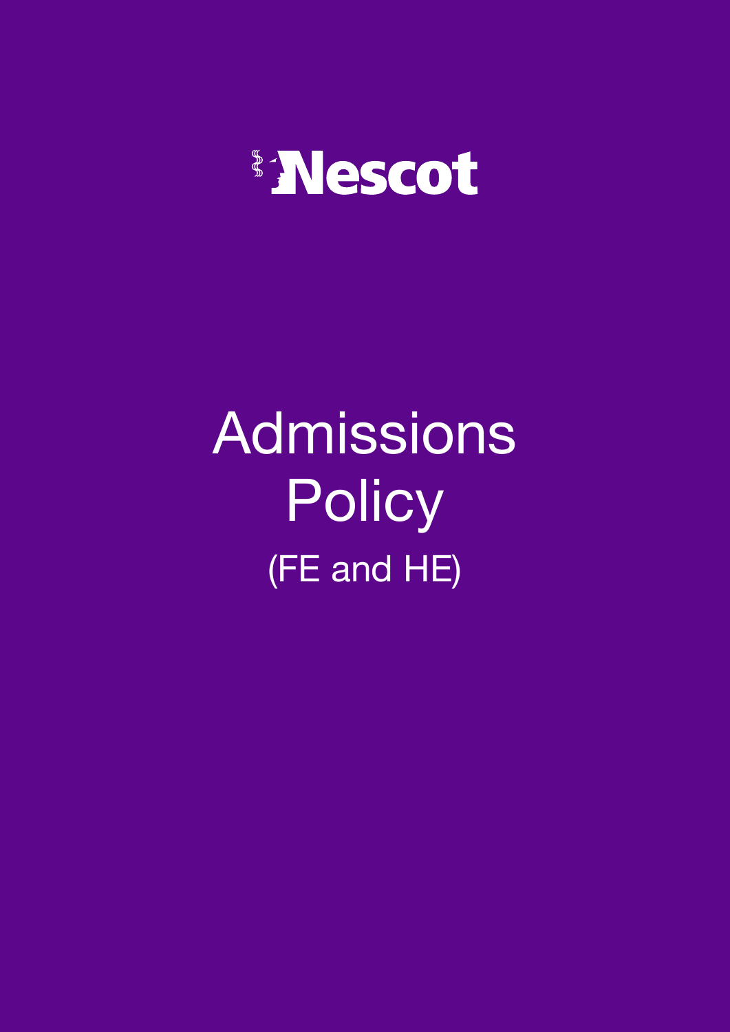Nescot

# Admissions Policy

(FE and HE)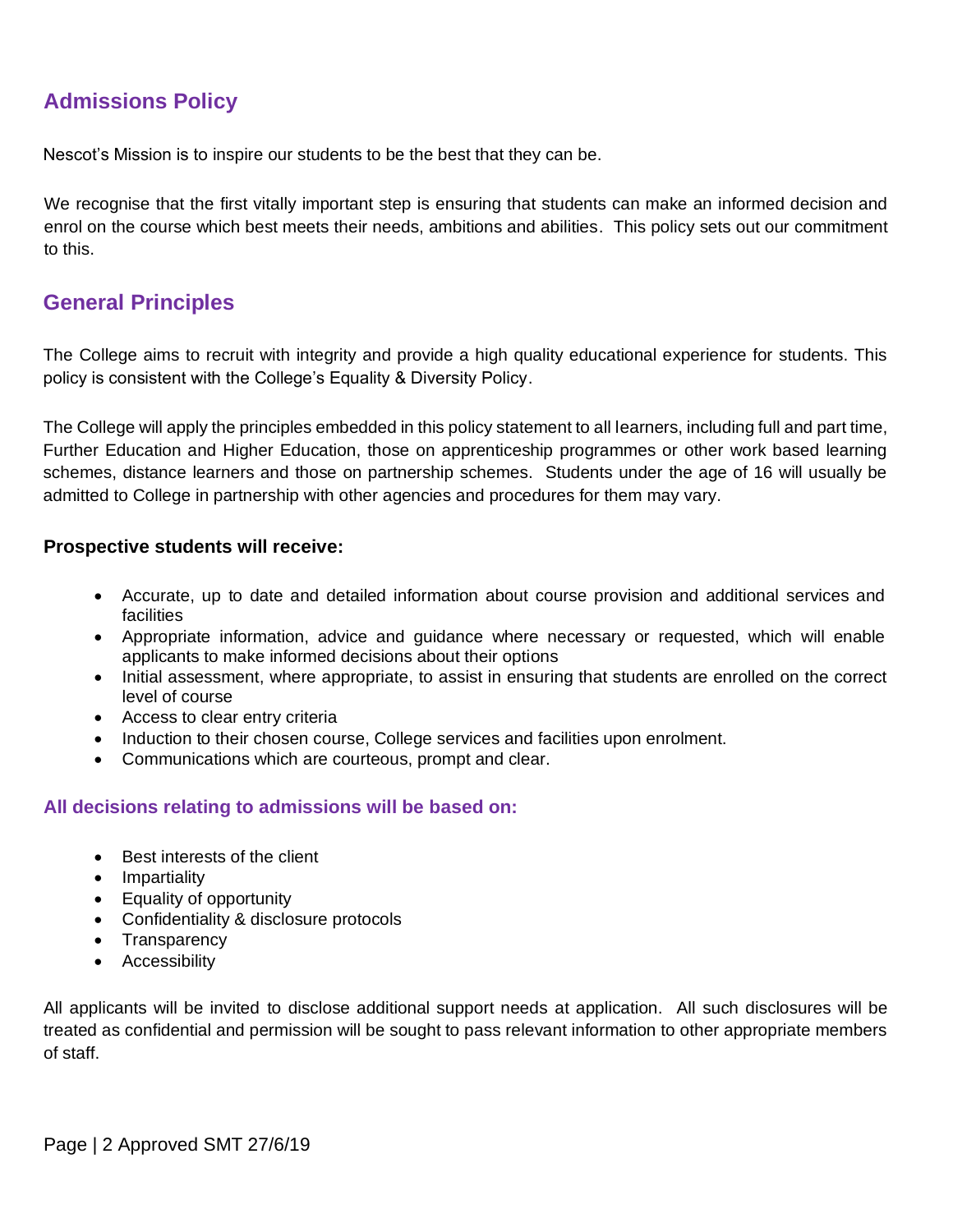## Admissions Policy

Nescot's Mission is to inspire our students to be the best that they can be.

We recognise that the first vitally important step is ensuring that students can make an informed decision and enrol on the course which best meets their needs, ambitions and abilities. This policy sets out our commitment to this.

## General Principles

The College aims to recruit with integrity and provide a high quality educational experience for students. This policy is consistent with the College's Equality & Diversity Policy.

The College will apply the principles embedded in this policy statement to all learners, including full and part time, Further Education and Higher Education, those on apprenticeship programmes or other work based learning schemes, distance learners and those on partnership schemes. Students under the age of 16 will usually be admitted to College in partnership with other agencies and procedures for them may vary.

**Prospective students will receive:**

- Accurate, up to date and detailed information about course provision and additional services and facilities
- Appropriate information, advice and guidance where necessary or requested, which will enable applicants to make informed decisions about their options
- Initial assessment, where appropriate, to assist in ensuring that students are enrolled on the correct level of course
- Access to clear entry criteria
- Induction to their chosen course, College services and facilities upon enrolment.
- Communications which are courteous, prompt and clear.

### All decisions relating to admissions will be based on:

- Best interests of the client
- Impartiality
- Equality of opportunity
- Confidentiality & disclosure protocols
- Transparency
- Accessibility

All applicants will be invited to disclose additional support needs at application. All such disclosures will be treated as confidential and permission will be sought to pass relevant information to other appropriate members of staff.

Approved SMT 27/6/19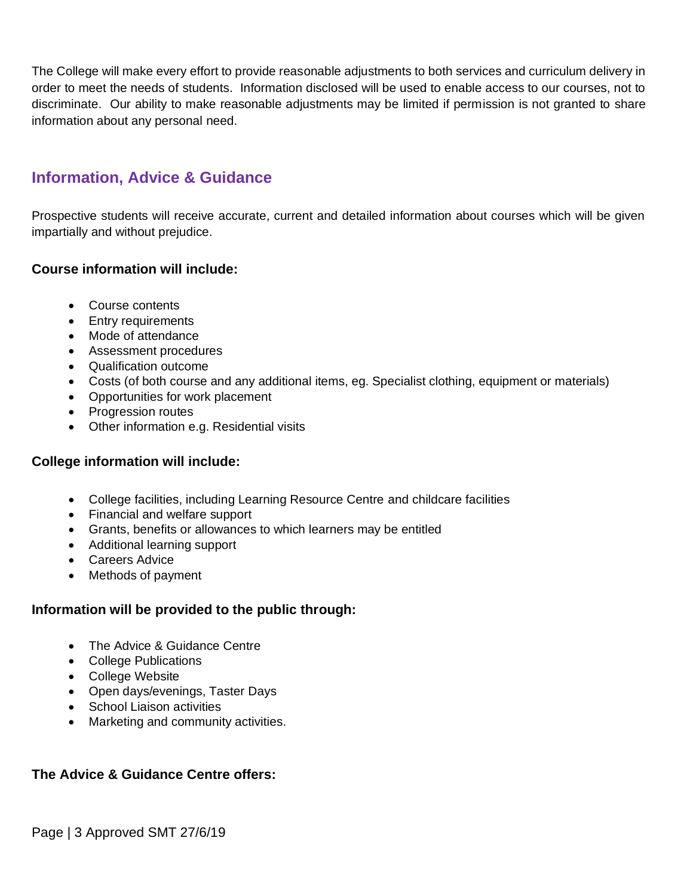The College will make every effort to provide reasonable adjustments to both services and curriculum delivery in order to meet the needs of students. Information disclosed will be used to enable access to our courses, not to discriminate. Our ability to make reasonable adjustments may be limited if permission is not granted to share information about any personal need.

## Information, Advice & Guidance

Prospective students will receive accurate, current and detailed information about courses which will be given impartially and without prejudice.

**Course information will include:**

- Course contents
- Entry requirements
- Mode of attendance
- Assessment procedures
- Qualification outcome
- Costs (of both course and any additional items, eg. Specialist clothing, equipment or materials)
- Opportunities for work placement
- Progression routes
- Other information e.g. Residential visits

**College information will include:**

- College facilities, including Learning Resource Centre and childcare facilities
- Financial and welfare support
- Grants, benefits or allowances to which learners may be entitled
- Additional learning support
- Careers Advice
- Methods of payment

**Information will be provided to the public through:**

- The Advice & Guidance Centre
- College Publications
- College Website
- Open days/evenings, Taster Days
- School Liaison activities
- Marketing and community activities.

**The Advice & Guidance Centre offers:**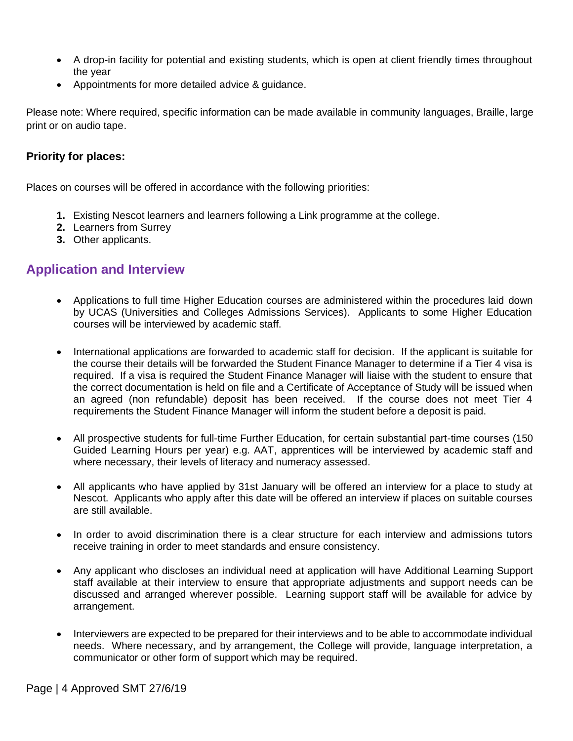- A drop-in facility for potential and existing students, which is open at client friendly times throughout the year
- Appointments for more detailed advice & guidance.

Please note: Where required, specific information can be made available in community languages, Braille, large print or on audio tape.

**Priority for places:**

Places on courses will be offered in accordance with the following priorities:

1. Existing Nescot learners and learners following a Link programme at the college.
2. Learners from Surrey
3. Other applicants.

## Application and Interview

- Applications to full time Higher Education courses are administered within the procedures laid down by UCAS (Universities and Colleges Admissions Services). Applicants to some Higher Education courses will be interviewed by academic staff.

- International applications are forwarded to academic staff for decision. If the applicant is suitable for the course their details will be forwarded the Student Finance Manager to determine if a Tier 4 visa is required. If a visa is required the Student Finance Manager will liaise with the student to ensure that the correct documentation is held on file and a Certificate of Acceptance of Study will be issued when an agreed (non refundable) deposit has been received. If the course does not meet Tier 4 requirements the Student Finance Manager will inform the student before a deposit is paid.

- All prospective students for full-time Further Education, for certain substantial part-time courses (150 Guided Learning Hours per year) e.g. AAT, apprentices will be interviewed by academic staff and where necessary, their levels of literacy and numeracy assessed.

- All applicants who have applied by 31st January will be offered an interview for a place to study at Nescot. Applicants who apply after this date will be offered an interview if places on suitable courses are still available.

- In order to avoid discrimination there is a clear structure for each interview and admissions tutors receive training in order to meet standards and ensure consistency.

- Any applicant who discloses an individual need at application will have Additional Learning Support staff available at their interview to ensure that appropriate adjustments and support needs can be discussed and arranged wherever possible. Learning support staff will be available for advice by arrangement.

- Interviewers are expected to be prepared for their interviews and to be able to accommodate individual needs. Where necessary, and by arrangement, the College will provide, language interpretation, a communicator or other form of support which may be required.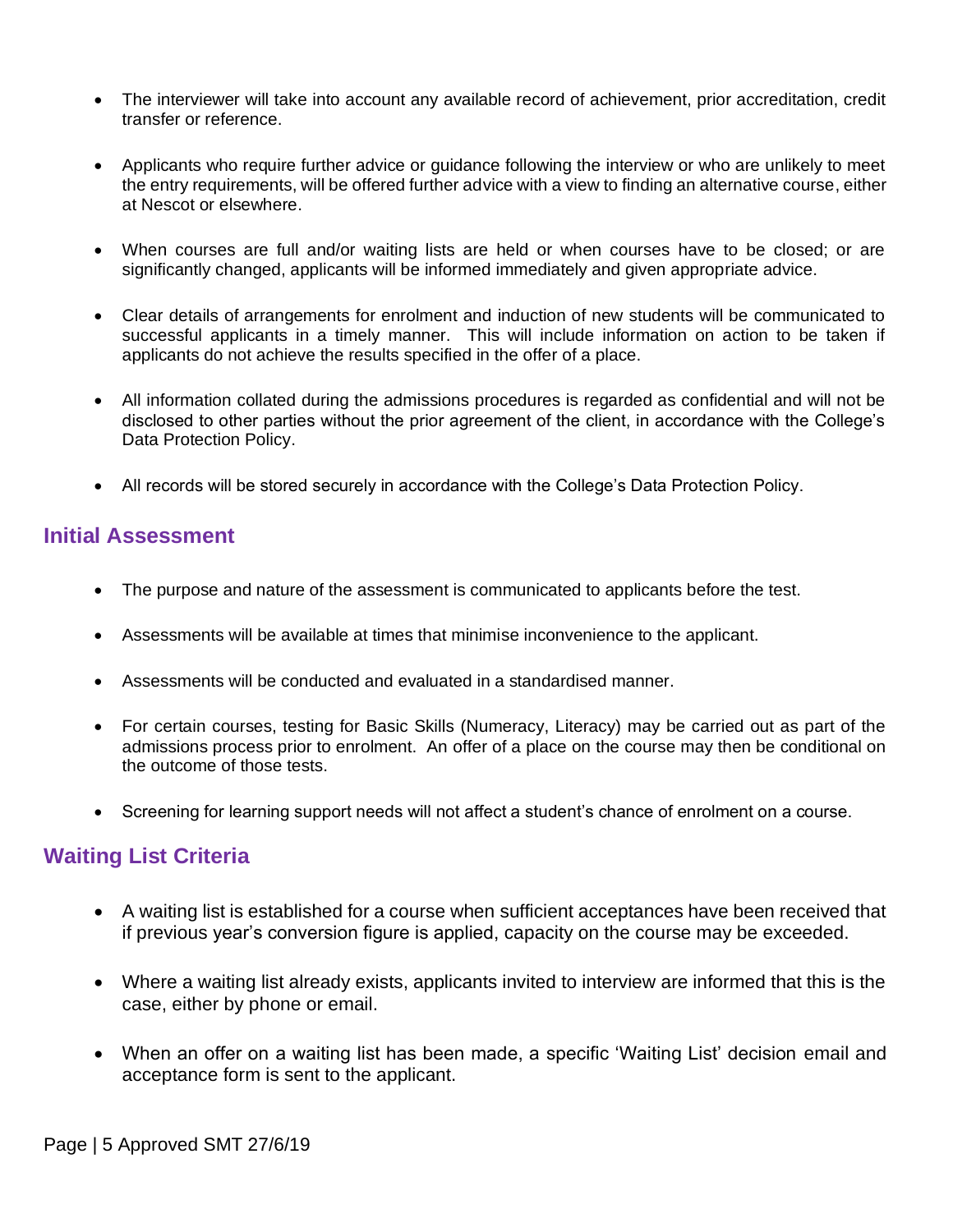- The interviewer will take into account any available record of achievement, prior accreditation, credit transfer or reference.

- Applicants who require further advice or guidance following the interview or who are unlikely to meet the entry requirements, will be offered further advice with a view to finding an alternative course, either at Nescot or elsewhere.

- When courses are full and/or waiting lists are held or when courses have to be closed; or are significantly changed, applicants will be informed immediately and given appropriate advice.

- Clear details of arrangements for enrolment and induction of new students will be communicated to successful applicants in a timely manner. This will include information on action to be taken if applicants do not achieve the results specified in the offer of a place.

- All information collated during the admissions procedures is regarded as confidential and will not be disclosed to other parties without the prior agreement of the client, in accordance with the College's Data Protection Policy.

- All records will be stored securely in accordance with the College's Data Protection Policy.

## Initial Assessment

- The purpose and nature of the assessment is communicated to applicants before the test.

- Assessments will be available at times that minimise inconvenience to the applicant.

- Assessments will be conducted and evaluated in a standardised manner.

- For certain courses, testing for Basic Skills (Numeracy, Literacy) may be carried out as part of the admissions process prior to enrolment. An offer of a place on the course may then be conditional on the outcome of those tests.

- Screening for learning support needs will not affect a student's chance of enrolment on a course.

## Waiting List Criteria

- A waiting list is established for a course when sufficient acceptances have been received that if previous year's conversion figure is applied, capacity on the course may be exceeded.

- Where a waiting list already exists, applicants invited to interview are informed that this is the case, either by phone or email.

- When an offer on a waiting list has been made, a specific 'Waiting List' decision email and acceptance form is sent to the applicant.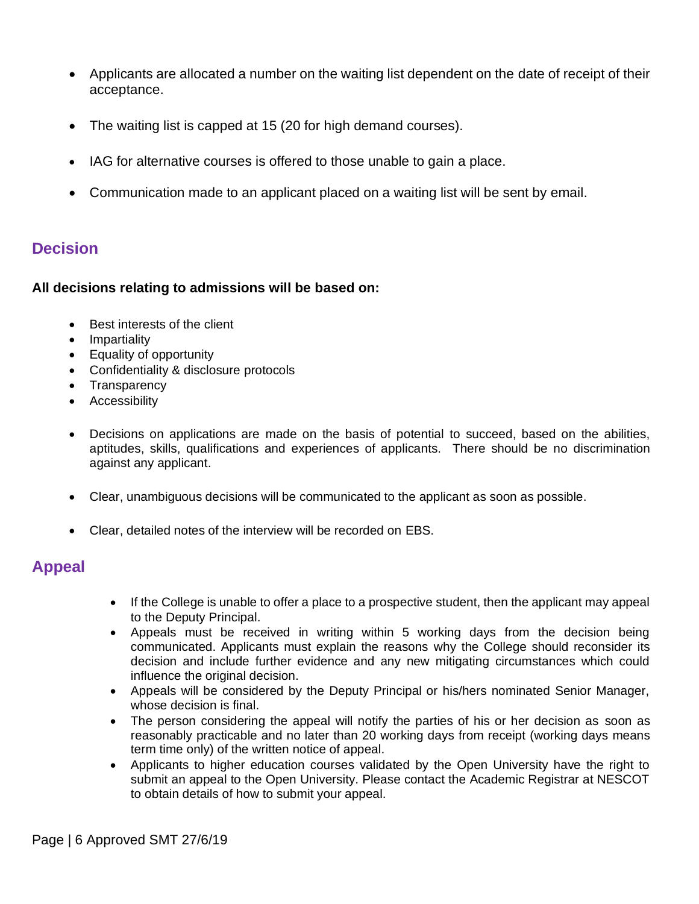- Applicants are allocated a number on the waiting list dependent on the date of receipt of their acceptance.

- The waiting list is capped at 15 (20 for high demand courses).

- IAG for alternative courses is offered to those unable to gain a place.

- Communication made to an applicant placed on a waiting list will be sent by email.

## Decision

**All decisions relating to admissions will be based on:**

- Best interests of the client
- Impartiality
- Equality of opportunity
- Confidentiality & disclosure protocols
- Transparency
- Accessibility

- Decisions on applications are made on the basis of potential to succeed, based on the abilities, aptitudes, skills, qualifications and experiences of applicants. There should be no discrimination against any applicant.

- Clear, unambiguous decisions will be communicated to the applicant as soon as possible.

- Clear, detailed notes of the interview will be recorded on EBS.

## Appeal

- If the College is unable to offer a place to a prospective student, then the applicant may appeal to the Deputy Principal.
- Appeals must be received in writing within 5 working days from the decision being communicated. Applicants must explain the reasons why the College should reconsider its decision and include further evidence and any new mitigating circumstances which could influence the original decision.
- Appeals will be considered by the Deputy Principal or his/hers nominated Senior Manager, whose decision is final.
- The person considering the appeal will notify the parties of his or her decision as soon as reasonably practicable and no later than 20 working days from receipt (working days means term time only) of the written notice of appeal.
- Applicants to higher education courses validated by the Open University have the right to submit an appeal to the Open University. Please contact the Academic Registrar at NESCOT to obtain details of how to submit your appeal.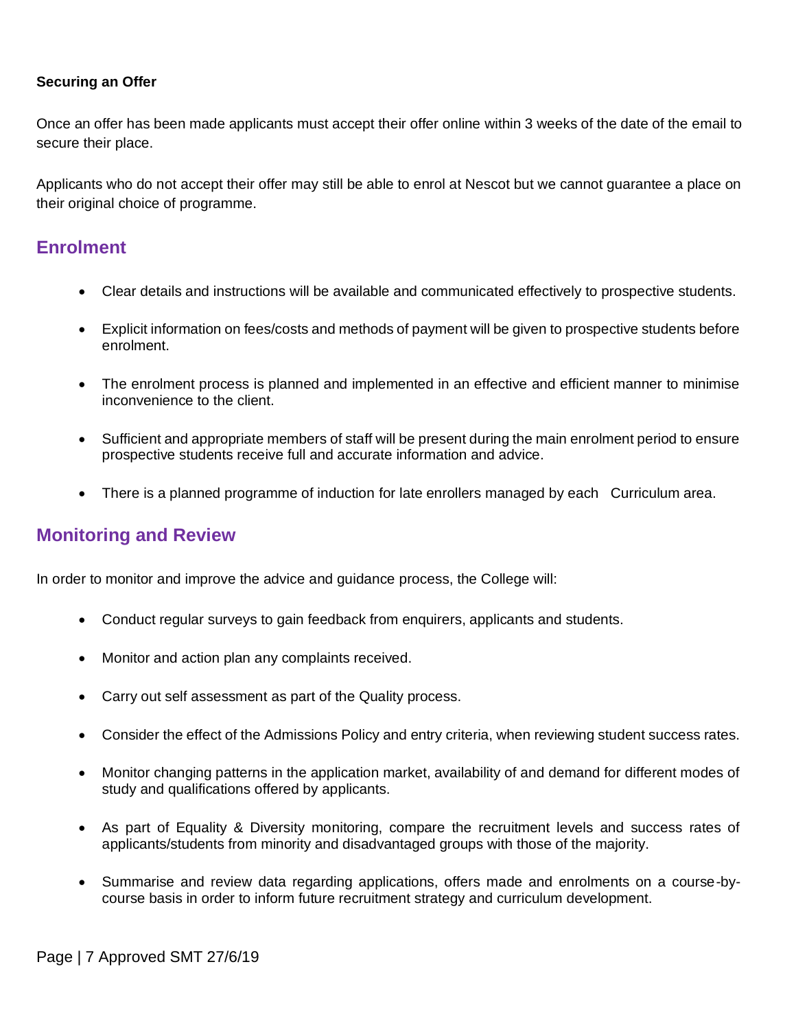**Securing an Offer**

Once an offer has been made applicants must accept their offer online within 3 weeks of the date of the email to secure their place.

Applicants who do not accept their offer may still be able to enrol at Nescot but we cannot guarantee a place on their original choice of programme.

## Enrolment

- Clear details and instructions will be available and communicated effectively to prospective students.
- Explicit information on fees/costs and methods of payment will be given to prospective students before enrolment.
- The enrolment process is planned and implemented in an effective and efficient manner to minimise inconvenience to the client.
- Sufficient and appropriate members of staff will be present during the main enrolment period to ensure prospective students receive full and accurate information and advice.
- There is a planned programme of induction for late enrollers managed by each Curriculum area.

## Monitoring and Review

In order to monitor and improve the advice and guidance process, the College will:

- Conduct regular surveys to gain feedback from enquirers, applicants and students.
- Monitor and action plan any complaints received.
- Carry out self assessment as part of the Quality process.
- Consider the effect of the Admissions Policy and entry criteria, when reviewing student success rates.
- Monitor changing patterns in the application market, availability of and demand for different modes of study and qualifications offered by applicants.
- As part of Equality & Diversity monitoring, compare the recruitment levels and success rates of applicants/students from minority and disadvantaged groups with those of the majority.
- Summarise and review data regarding applications, offers made and enrolments on a course-by-course basis in order to inform future recruitment strategy and curriculum development.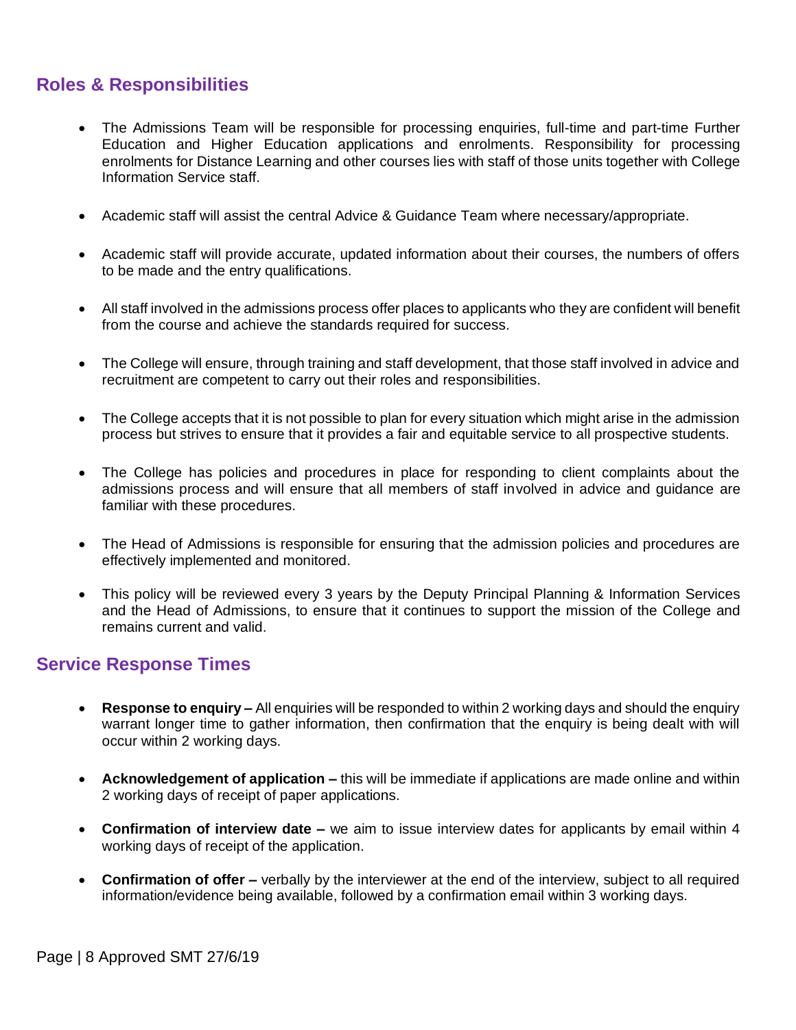## Roles & Responsibilities

- The Admissions Team will be responsible for processing enquiries, full-time and part-time Further Education and Higher Education applications and enrolments. Responsibility for processing enrolments for Distance Learning and other courses lies with staff of those units together with College Information Service staff.
- Academic staff will assist the central Advice & Guidance Team where necessary/appropriate.
- Academic staff will provide accurate, updated information about their courses, the numbers of offers to be made and the entry qualifications.
- All staff involved in the admissions process offer places to applicants who they are confident will benefit from the course and achieve the standards required for success.
- The College will ensure, through training and staff development, that those staff involved in advice and recruitment are competent to carry out their roles and responsibilities.
- The College accepts that it is not possible to plan for every situation which might arise in the admission process but strives to ensure that it provides a fair and equitable service to all prospective students.
- The College has policies and procedures in place for responding to client complaints about the admissions process and will ensure that all members of staff involved in advice and guidance are familiar with these procedures.
- The Head of Admissions is responsible for ensuring that the admission policies and procedures are effectively implemented and monitored.
- This policy will be reviewed every 3 years by the Deputy Principal Planning & Information Services and the Head of Admissions, to ensure that it continues to support the mission of the College and remains current and valid.

## Service Response Times

- **Response to enquiry –** All enquiries will be responded to within 2 working days and should the enquiry warrant longer time to gather information, then confirmation that the enquiry is being dealt with will occur within 2 working days.
- **Acknowledgement of application –** this will be immediate if applications are made online and within 2 working days of receipt of paper applications.
- **Confirmation of interview date –** we aim to issue interview dates for applicants by email within 4 working days of receipt of the application.
- **Confirmation of offer –** verbally by the interviewer at the end of the interview, subject to all required information/evidence being available, followed by a confirmation email within 3 working days.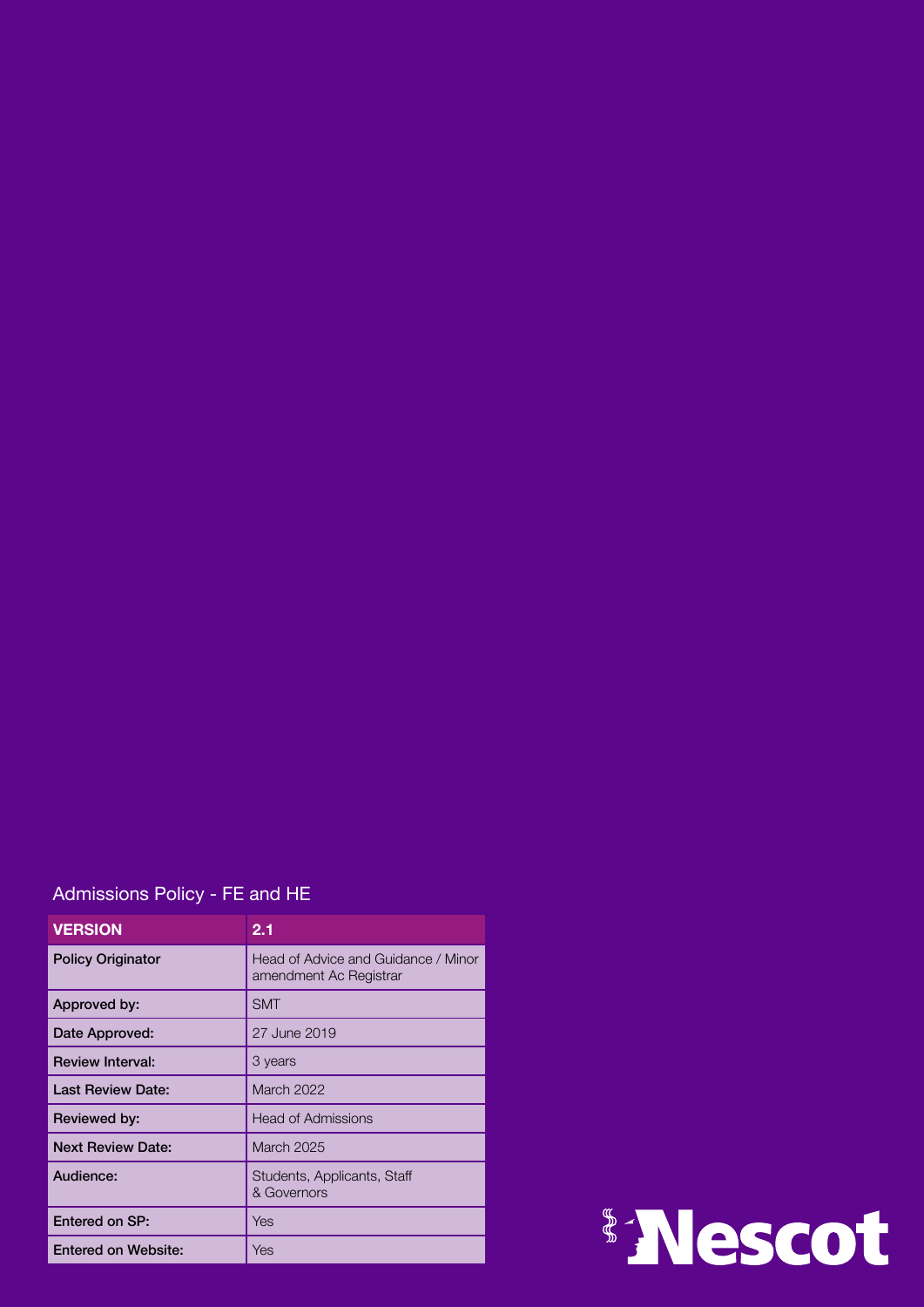Admissions Policy - FE and HE

| VERSION | 2.1 |
|---|---|
| Policy Originator | Head of Advice and Guidance / Minor amendment Ac Registrar |
| Approved by: | SMT |
| Date Approved: | 27 June 2019 |
| Review Interval: | 3 years |
| Last Review Date: | March 2022 |
| Reviewed by: | Head of Admissions |
| Next Review Date: | March 2025 |
| Audience: | Students, Applicants, Staff & Governors |
| Entered on SP: | Yes |
| Entered on Website: | Yes |

Nescot